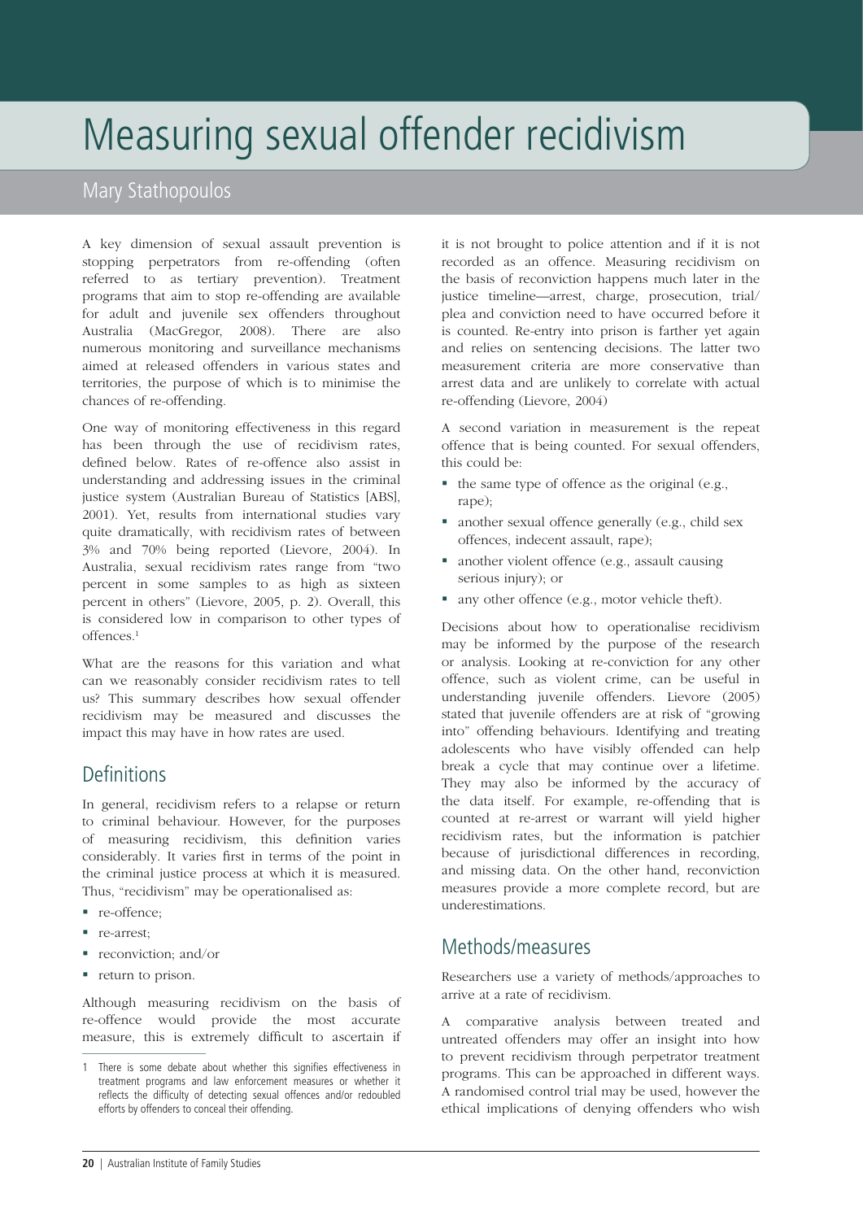# Measuring sexual offender recidivism

Mary Stathopoulos

A key dimension of sexual assault prevention is stopping perpetrators from re-offending (often referred to as tertiary prevention). Treatment programs that aim to stop re-offending are available for adult and juvenile sex offenders throughout Australia (MacGregor, 2008). There are also numerous monitoring and surveillance mechanisms aimed at released offenders in various states and territories, the purpose of which is to minimise the chances of re-offending.

One way of monitoring effectiveness in this regard has been through the use of recidivism rates, defined below. Rates of re-offence also assist in understanding and addressing issues in the criminal justice system (Australian Bureau of Statistics [ABS], 2001). Yet, results from international studies vary quite dramatically, with recidivism rates of between 3% and 70% being reported (Lievore, 2004). In Australia, sexual recidivism rates range from "two percent in some samples to as high as sixteen percent in others" (Lievore, 2005, p. 2). Overall, this is considered low in comparison to other types of offences.[1]

What are the reasons for this variation and what can we reasonably consider recidivism rates to tell us? This summary describes how sexual offender recidivism may be measured and discusses the impact this may have in how rates are used.

## Definitions

In general, recidivism refers to a relapse or return to criminal behaviour. However, for the purposes of measuring recidivism, this definition varies considerably. It varies first in terms of the point in the criminal justice process at which it is measured. Thus, "recidivism" may be operationalised as:

- re-offence;
- re-arrest;
- reconviction; and/or
- return to prison.

Although measuring recidivism on the basis of re-offence would provide the most accurate measure, this is extremely difficult to ascertain if it is not brought to police attention and if it is not recorded as an offence. Measuring recidivism on the basis of reconviction happens much later in the justice timeline—arrest, charge, prosecution, trial/plea and conviction need to have occurred before it is counted. Re-entry into prison is farther yet again and relies on sentencing decisions. The latter two measurement criteria are more conservative than arrest data and are unlikely to correlate with actual re-offending (Lievore, 2004)

A second variation in measurement is the repeat offence that is being counted. For sexual offenders, this could be:

- the same type of offence as the original (e.g., rape);
- another sexual offence generally (e.g., child sex offences, indecent assault, rape);
- another violent offence (e.g., assault causing serious injury); or
- any other offence (e.g., motor vehicle theft).

Decisions about how to operationalise recidivism may be informed by the purpose of the research or analysis. Looking at re-conviction for any other offence, such as violent crime, can be useful in understanding juvenile offenders. Lievore (2005) stated that juvenile offenders are at risk of "growing into" offending behaviours. Identifying and treating adolescents who have visibly offended can help break a cycle that may continue over a lifetime. They may also be informed by the accuracy of the data itself. For example, re-offending that is counted at re-arrest or warrant will yield higher recidivism rates, but the information is patchier because of jurisdictional differences in recording, and missing data. On the other hand, reconviction measures provide a more complete record, but are underestimations.

## Methods/measures

Researchers use a variety of methods/approaches to arrive at a rate of recidivism.

A comparative analysis between treated and untreated offenders may offer an insight into how to prevent recidivism through perpetrator treatment programs. This can be approached in different ways. A randomised control trial may be used, however the ethical implications of denying offenders who wish

---

1 There is some debate about whether this signifies effectiveness in treatment programs and law enforcement measures or whether it reflects the difficulty of detecting sexual offences and/or redoubled efforts by offenders to conceal their offending.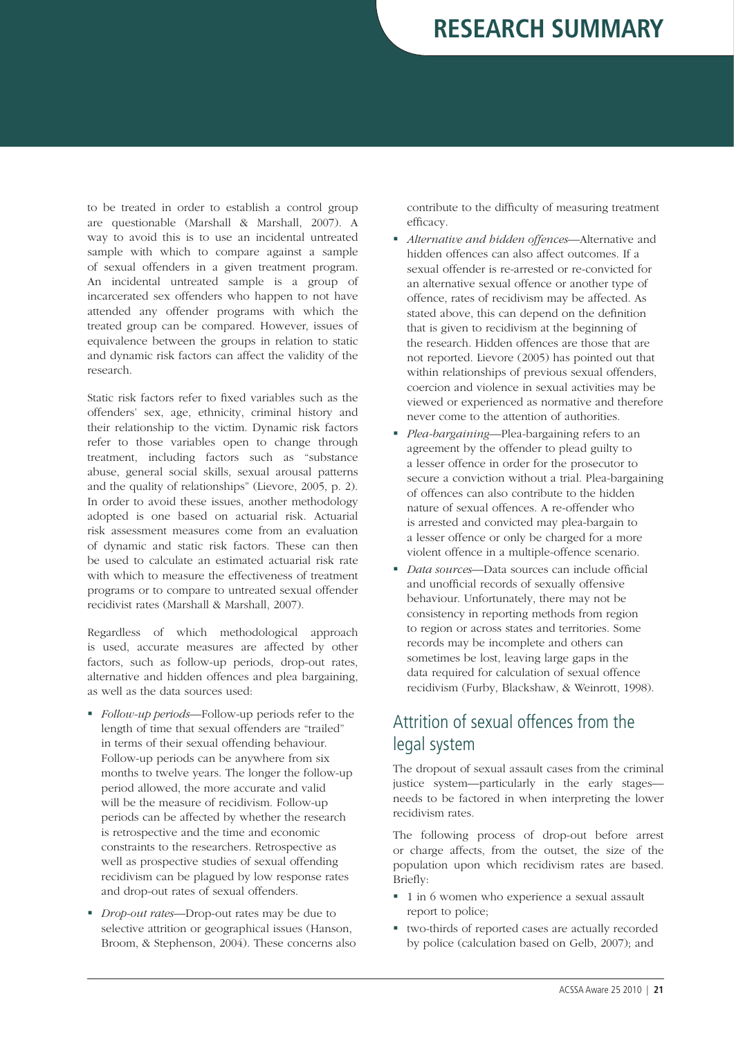to be treated in order to establish a control group are questionable (Marshall & Marshall, 2007). A way to avoid this is to use an incidental untreated sample with which to compare against a sample of sexual offenders in a given treatment program. An incidental untreated sample is a group of incarcerated sex offenders who happen to not have attended any offender programs with which the treated group can be compared. However, issues of equivalence between the groups in relation to static and dynamic risk factors can affect the validity of the research.

Static risk factors refer to fixed variables such as the offenders' sex, age, ethnicity, criminal history and their relationship to the victim. Dynamic risk factors refer to those variables open to change through treatment, including factors such as "substance abuse, general social skills, sexual arousal patterns and the quality of relationships" (Lievore, 2005, p. 2). In order to avoid these issues, another methodology adopted is one based on actuarial risk. Actuarial risk assessment measures come from an evaluation of dynamic and static risk factors. These can then be used to calculate an estimated actuarial risk rate with which to measure the effectiveness of treatment programs or to compare to untreated sexual offender recidivist rates (Marshall & Marshall, 2007).

Regardless of which methodological approach is used, accurate measures are affected by other factors, such as follow-up periods, drop-out rates, alternative and hidden offences and plea bargaining, as well as the data sources used:

- *Follow-up periods*—Follow-up periods refer to the length of time that sexual offenders are "trailed" in terms of their sexual offending behaviour. Follow-up periods can be anywhere from six months to twelve years. The longer the follow-up period allowed, the more accurate and valid will be the measure of recidivism. Follow-up periods can be affected by whether the research is retrospective and the time and economic constraints to the researchers. Retrospective as well as prospective studies of sexual offending recidivism can be plagued by low response rates and drop-out rates of sexual offenders.
- *Drop-out rates*—Drop-out rates may be due to selective attrition or geographical issues (Hanson, Broom, & Stephenson, 2004). These concerns also contribute to the difficulty of measuring treatment efficacy.
- *Alternative and hidden offences*—Alternative and hidden offences can also affect outcomes. If a sexual offender is re-arrested or re-convicted for an alternative sexual offence or another type of offence, rates of recidivism may be affected. As stated above, this can depend on the definition that is given to recidivism at the beginning of the research. Hidden offences are those that are not reported. Lievore (2005) has pointed out that within relationships of previous sexual offenders, coercion and violence in sexual activities may be viewed or experienced as normative and therefore never come to the attention of authorities.
- *Plea-bargaining*—Plea-bargaining refers to an agreement by the offender to plead guilty to a lesser offence in order for the prosecutor to secure a conviction without a trial. Plea-bargaining of offences can also contribute to the hidden nature of sexual offences. A re-offender who is arrested and convicted may plea-bargain to a lesser offence or only be charged for a more violent offence in a multiple-offence scenario.
- *Data sources*—Data sources can include official and unofficial records of sexually offensive behaviour. Unfortunately, there may not be consistency in reporting methods from region to region or across states and territories. Some records may be incomplete and others can sometimes be lost, leaving large gaps in the data required for calculation of sexual offence recidivism (Furby, Blackshaw, & Weinrott, 1998).

## Attrition of sexual offences from the legal system

The dropout of sexual assault cases from the criminal justice system—particularly in the early stages—needs to be factored in when interpreting the lower recidivism rates.

The following process of drop-out before arrest or charge affects, from the outset, the size of the population upon which recidivism rates are based. Briefly:

- 1 in 6 women who experience a sexual assault report to police;
- two-thirds of reported cases are actually recorded by police (calculation based on Gelb, 2007); and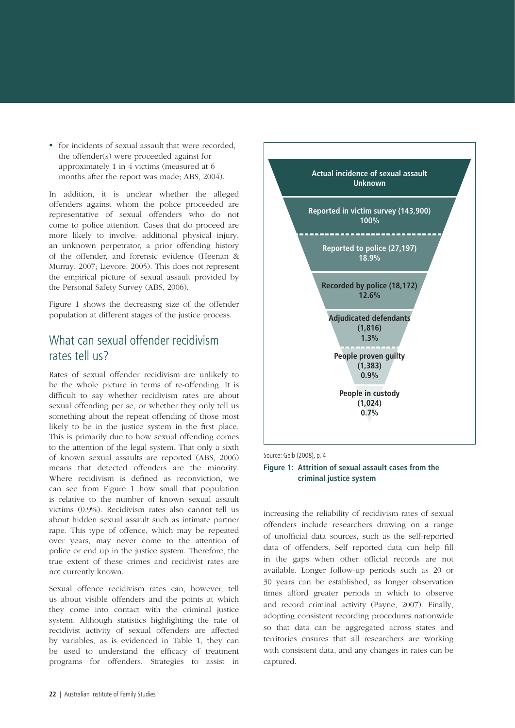- for incidents of sexual assault that were recorded, the offender(s) were proceeded against for approximately 1 in 4 victims (measured at 6 months after the report was made; ABS, 2004).

In addition, it is unclear whether the alleged offenders against whom the police proceeded are representative of sexual offenders who do not come to police attention. Cases that do proceed are more likely to involve: additional physical injury, an unknown perpetrator, a prior offending history of the offender, and forensic evidence (Heenan & Murray, 2007; Lievore, 2005). This does not represent the empirical picture of sexual assault provided by the Personal Safety Survey (ABS, 2006).

Figure 1 shows the decreasing size of the offender population at different stages of the justice process.

## What can sexual offender recidivism rates tell us?

Rates of sexual offender recidivism are unlikely to be the whole picture in terms of re-offending. It is difficult to say whether recidivism rates are about sexual offending per se, or whether they only tell us something about the repeat offending of those most likely to be in the justice system in the first place. This is primarily due to how sexual offending comes to the attention of the legal system. That only a sixth of known sexual assaults are reported (ABS, 2006) means that detected offenders are the minority. Where recidivism is defined as reconviction, we can see from Figure 1 how small that population is relative to the number of known sexual assault victims (0.9%). Recidivism rates also cannot tell us about hidden sexual assault such as intimate partner rape. This type of offence, which may be repeated over years, may never come to the attention of police or end up in the justice system. Therefore, the true extent of these crimes and recidivist rates are not currently known.

Sexual offence recidivism rates can, however, tell us about visible offenders and the points at which they come into contact with the criminal justice system. Although statistics highlighting the rate of recidivist activity of sexual offenders are affected by variables, as is evidenced in Table 1, they can be used to understand the efficacy of treatment programs for offenders. Strategies to assist in increasing the reliability of recidivism rates of sexual offenders include researchers drawing on a range of unofficial data sources, such as the self-reported data of offenders. Self reported data can help fill in the gaps when other official records are not available. Longer follow-up periods such as 20 or 30 years can be established, as longer observation times afford greater periods in which to observe and record criminal activity (Payne, 2007). Finally, adopting consistent recording procedures nationwide so that data can be aggregated across states and territories ensures that all researchers are working with consistent data, and any changes in rates can be captured.

| Stage | Number | Percentage |
|---|---|---|
| Actual incidence of sexual assault | Unknown | |
| Reported in victim survey | 143,900 | 100% |
| Reported to police | 27,197 | 18.9% |
| Recorded by police | 18,172 | 12.6% |
| Adjudicated defendants | 1,816 | 1.3% |
| People proven guilty | 1,383 | 0.9% |
| People in custody | 1,024 | 0.7% |

Source: Gelb (2008), p. 4

**Figure 1: Attrition of sexual assault cases from the criminal justice system**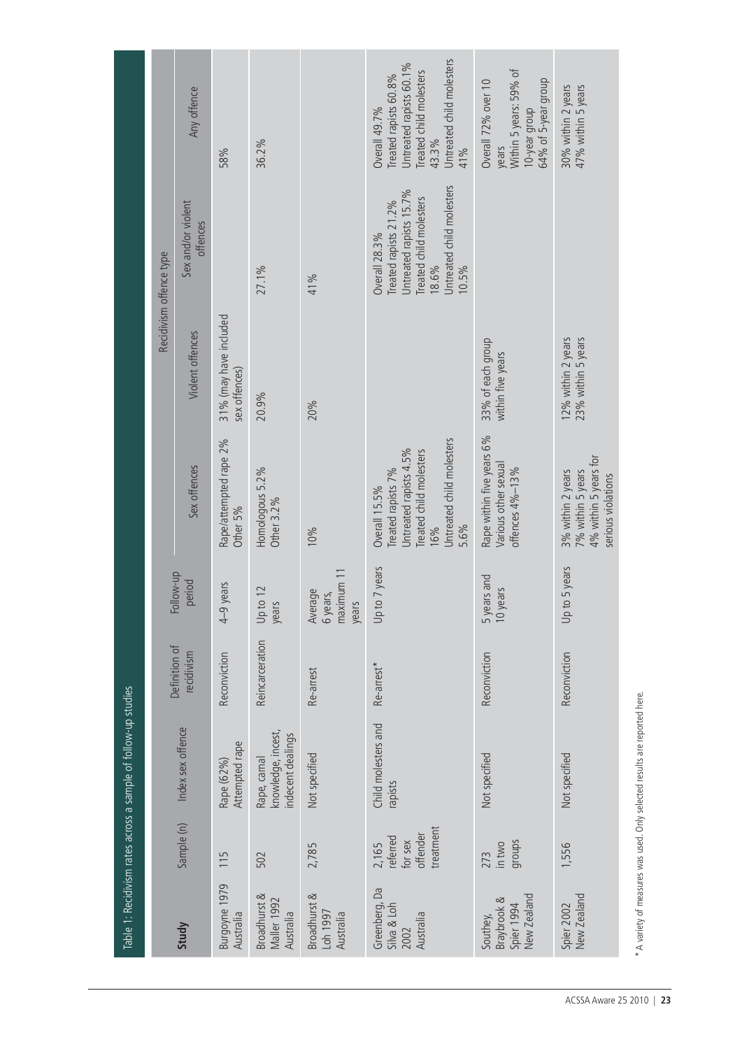Table 1: Recidivism rates across a sample of follow-up studies

| Study | Sample (n) | Index sex offence | Definition of recidivism | Follow-up period | Recidivism offence type | | | |
|---|---|---|---|---|---|---|---|---|
| | | | | | Sex offences | Violent offences | Sex and/or violent offences | Any offence |
| Burgoyne 1979 Australia | 115 | Rape (62%) Attempted rape | Reconviction | 4–9 years | Rape/attempted rape 2% Other 5% | 31% (may have included sex offences) | | 58% |
| Broadhurst & Maller 1992 Australia | 502 | Rape, carnal knowledge, incest, indecent dealings | Reincarceration | Up to 12 years | Homologous 5.2% Other 3.2% | 20.9% | 27.1% | 36.2% |
| Broadhurst & Loh 1997 Australia | 2,785 | Not specified | Re-arrest | Average 6 years, maximum 11 years | 10% | 20% | 41% | |
| Greenberg, Da Silva & Loh 2002 Australia | 2,165 referred for sex offender treatment | Child molesters and rapists | Re-arrest* | Up to 7 years | Overall 15.5% Treated rapists 7% Untreated rapists 4.5% Treated child molesters 16% Untreated child molesters 5.6% | | Overall 28.3% Treated rapists 21.2% Untreated rapists 15.7% Treated child molesters 18.6% Untreated child molesters 10.5% | Overall 49.7% Treated rapists 60.8% Untreated rapists 60.1% Treated child molesters 43.3% Untreated child molesters 41% |
| Southey, Braybrook & Spier 1994 New Zealand | 273 in two groups | Not specified | Reconviction | 5 years and 10 years | Rape within five years 6% Various other sexual offences 4%–13% | 33% of each group within five years | | Overall 72% over 10 years Within 5 years: 59% of 10-year group 64% of 5-year group |
| Spier 2002 New Zealand | 1,556 | Not specified | Reconviction | Up to 5 years | 3% within 2 years 7% within 5 years 4% within 5 years for serious violations | 12% within 2 years 23% within 5 years | | 30% within 2 years 47% within 5 years |

* A variety of measures was used. Only selected results are reported here.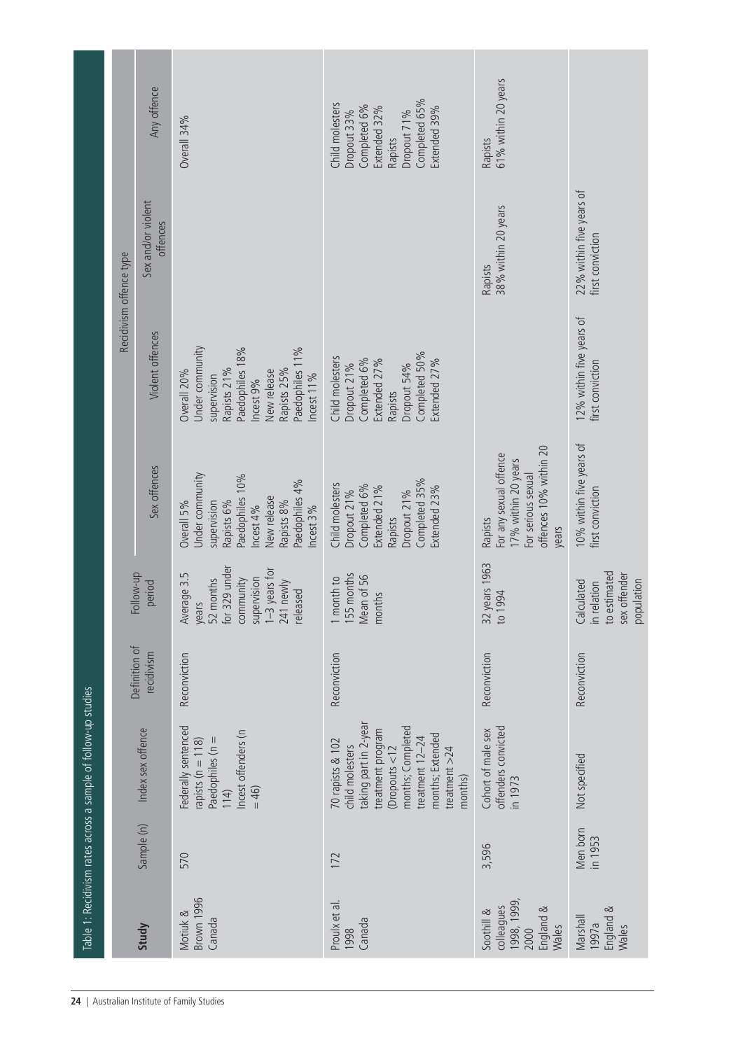Table 1: Recidivism rates across a sample of follow-up studies

| Study | Sample (n) | Index sex offence | Definition of recidivism | Follow-up period | Recidivism offence type | | | |
|---|---|---|---|---|---|---|---|---|
| | | | | | Sex offences | Violent offences | Sex and/or violent offences | Any offence |
| Motiuk & Brown 1996 Canada | 570 | Federally sentenced rapists (n = 118) Paedophiles (n = 114) Incest offenders (n = 46) | Reconviction | Average 3.5 years 52 months for 329 under community supervision 1–3 years for 241 newly released | Overall 5% Under community supervision Rapists 6% Paedophiles 10% Incest 4% New release Rapists 8% Paedophiles 4% Incest 3% | Overall 20% Under community supervision Rapists 21% Paedophiles 18% Incest 9% New release Rapists 25% Paedophiles 11% Incest 11% | | Overall 34% |
| Proulx et al. 1998 Canada | 172 | 70 rapists & 102 child molesters taking part in 2-year treatment program (Dropouts <12 months; Completed treatment 12–24 months; Extended treatment >24 months) | Reconviction | 1 month to 155 months Mean of 56 months | Child molesters Dropout 21% Completed 6% Extended 21% Rapists Dropout 21% Completed 35% Extended 23% | Child molesters Dropout 21% Completed 6% Extended 27% Rapists Dropout 54% Completed 50% Extended 27% | | Child molesters Dropout 33% Completed 6% Extended 32% Rapists Dropout 71% Completed 65% Extended 39% |
| Soothill & colleagues 1998, 1999, 2000 England & Wales | 3,596 | Cohort of male sex offenders convicted in 1973 | Reconviction | 32 years 1963 to 1994 | Rapists For any sexual offence 17% within 20 years For serious sexual offences 10% within 20 years | | Rapists 38% within 20 years | Rapists 61% within 20 years |
| Marshall 1997a England & Wales | Men born in 1953 | Not specified | Reconviction | Calculated in relation to estimated sex offender population | 10% within five years of first conviction | 12% within five years of first conviction | 22% within five years of first conviction | |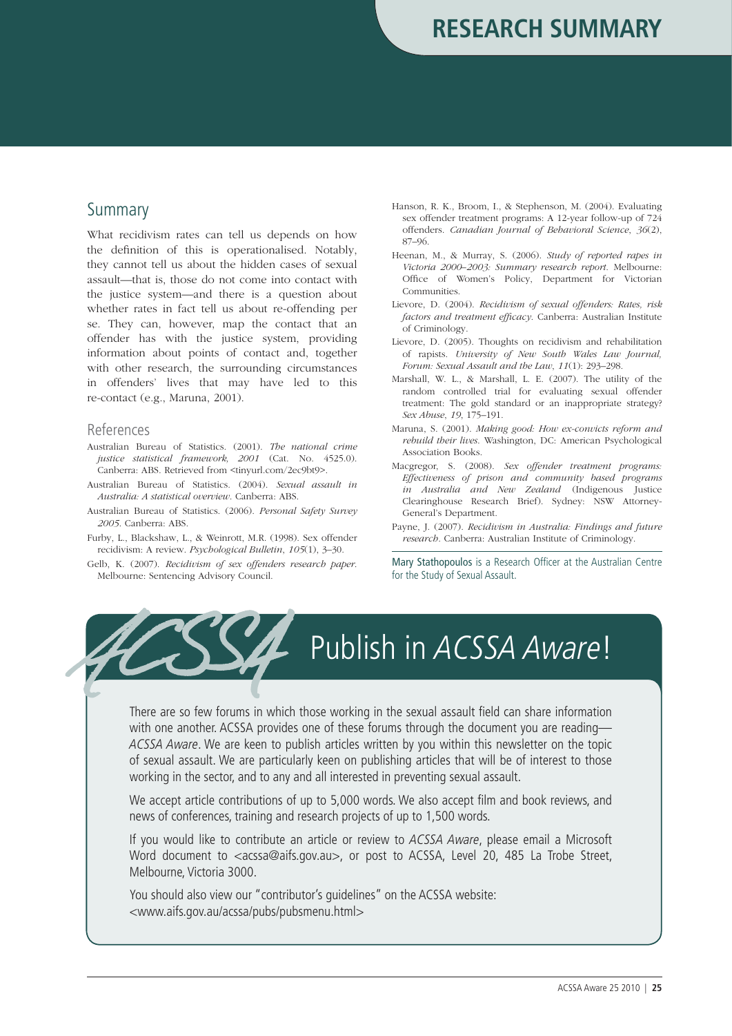## Summary

What recidivism rates can tell us depends on how the definition of this is operationalised. Notably, they cannot tell us about the hidden cases of sexual assault—that is, those do not come into contact with the justice system—and there is a question about whether rates in fact tell us about re-offending per se. They can, however, map the contact that an offender has with the justice system, providing information about points of contact and, together with other research, the surrounding circumstances in offenders' lives that may have led to this re-contact (e.g., Maruna, 2001).

## References

Australian Bureau of Statistics. (2001). *The national crime justice statistical framework, 2001* (Cat. No. 4525.0). Canberra: ABS. Retrieved from <tinyurl.com/2ec9bt9>.

Australian Bureau of Statistics. (2004). *Sexual assault in Australia: A statistical overview*. Canberra: ABS.

Australian Bureau of Statistics. (2006). *Personal Safety Survey 2005*. Canberra: ABS.

Furby, L., Blackshaw, L., & Weinrott, M.R. (1998). Sex offender recidivism: A review. *Psychological Bulletin*, *105*(1), 3–30.

Gelb, K. (2007). *Recidivism of sex offenders research paper*. Melbourne: Sentencing Advisory Council.

Hanson, R. K., Broom, I., & Stephenson, M. (2004). Evaluating sex offender treatment programs: A 12-year follow-up of 724 offenders. *Canadian Journal of Behavioral Science*, *36*(2), 87–96.

Heenan, M., & Murray, S. (2006). *Study of reported rapes in Victoria 2000–2003: Summary research report*. Melbourne: Office of Women's Policy, Department for Victorian Communities.

Lievore, D. (2004). *Recidivism of sexual offenders: Rates, risk factors and treatment efficacy*. Canberra: Australian Institute of Criminology.

Lievore, D. (2005). Thoughts on recidivism and rehabilitation of rapists. *University of New South Wales Law Journal, Forum: Sexual Assault and the Law*, *11*(1): 293–298.

Marshall, W. L., & Marshall, L. E. (2007). The utility of the random controlled trial for evaluating sexual offender treatment: The gold standard or an inappropriate strategy? *Sex Abuse*, *19*, 175–191.

Maruna, S. (2001). *Making good: How ex-convicts reform and rebuild their lives*. Washington, DC: American Psychological Association Books.

Macgregor, S. (2008). *Sex offender treatment programs: Effectiveness of prison and community based programs in Australia and New Zealand* (Indigenous Justice Clearinghouse Research Brief). Sydney: NSW Attorney-General's Department.

Payne, J. (2007). *Recidivism in Australia: Findings and future research*. Canberra: Australian Institute of Criminology.

Mary Stathopoulos is a Research Officer at the Australian Centre for the Study of Sexual Assault.

## Publish in *ACSSA Aware*!

There are so few forums in which those working in the sexual assault field can share information with one another. ACSSA provides one of these forums through the document you are reading—*ACSSA Aware*. We are keen to publish articles written by you within this newsletter on the topic of sexual assault. We are particularly keen on publishing articles that will be of interest to those working in the sector, and to any and all interested in preventing sexual assault.

We accept article contributions of up to 5,000 words. We also accept film and book reviews, and news of conferences, training and research projects of up to 1,500 words.

If you would like to contribute an article or review to *ACSSA Aware*, please email a Microsoft Word document to <acssa@aifs.gov.au>, or post to ACSSA, Level 20, 485 La Trobe Street, Melbourne, Victoria 3000.

You should also view our "contributor's guidelines" on the ACSSA website: <www.aifs.gov.au/acssa/pubs/pubsmenu.html>